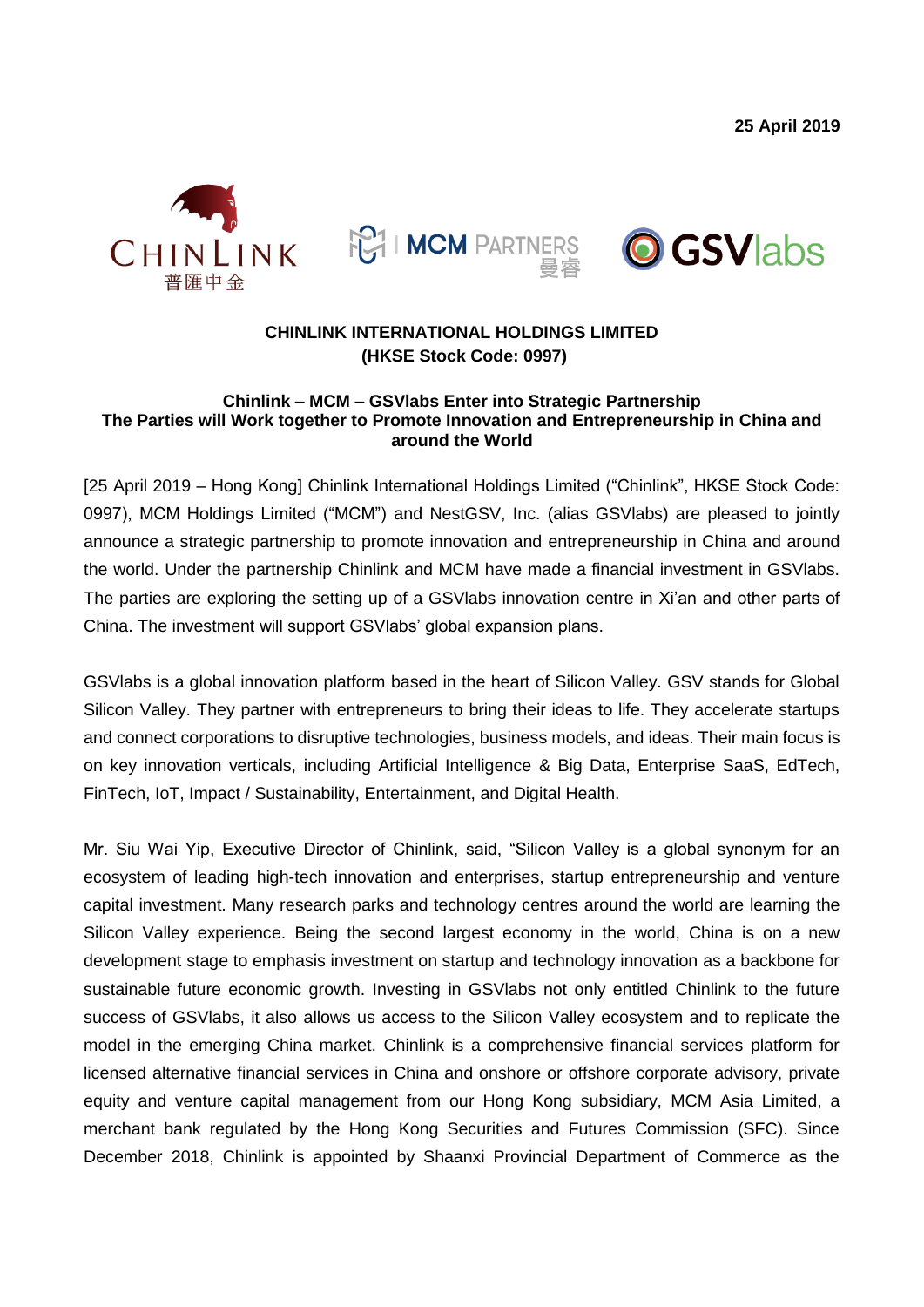**25 April 2019**

**CHINLINK INTERNATIONAL HOLDINGS LIMITED**
**(HKSE Stock Code: 0997)**

**Chinlink – MCM – GSVlabs Enter into Strategic Partnership**
**The Parties will Work together to Promote Innovation and Entrepreneurship in China and around the World**

[25 April 2019 – Hong Kong] Chinlink International Holdings Limited ("Chinlink", HKSE Stock Code: 0997), MCM Holdings Limited ("MCM") and NestGSV, Inc. (alias GSVlabs) are pleased to jointly announce a strategic partnership to promote innovation and entrepreneurship in China and around the world. Under the partnership Chinlink and MCM have made a financial investment in GSVlabs. The parties are exploring the setting up of a GSVlabs innovation centre in Xi'an and other parts of China. The investment will support GSVlabs' global expansion plans.

GSVlabs is a global innovation platform based in the heart of Silicon Valley. GSV stands for Global Silicon Valley. They partner with entrepreneurs to bring their ideas to life. They accelerate startups and connect corporations to disruptive technologies, business models, and ideas. Their main focus is on key innovation verticals, including Artificial Intelligence & Big Data, Enterprise SaaS, EdTech, FinTech, IoT, Impact / Sustainability, Entertainment, and Digital Health.

Mr. Siu Wai Yip, Executive Director of Chinlink, said, "Silicon Valley is a global synonym for an ecosystem of leading high-tech innovation and enterprises, startup entrepreneurship and venture capital investment. Many research parks and technology centres around the world are learning the Silicon Valley experience. Being the second largest economy in the world, China is on a new development stage to emphasis investment on startup and technology innovation as a backbone for sustainable future economic growth. Investing in GSVlabs not only entitled Chinlink to the future success of GSVlabs, it also allows us access to the Silicon Valley ecosystem and to replicate the model in the emerging China market. Chinlink is a comprehensive financial services platform for licensed alternative financial services in China and onshore or offshore corporate advisory, private equity and venture capital management from our Hong Kong subsidiary, MCM Asia Limited, a merchant bank regulated by the Hong Kong Securities and Futures Commission (SFC). Since December 2018, Chinlink is appointed by Shaanxi Provincial Department of Commerce as the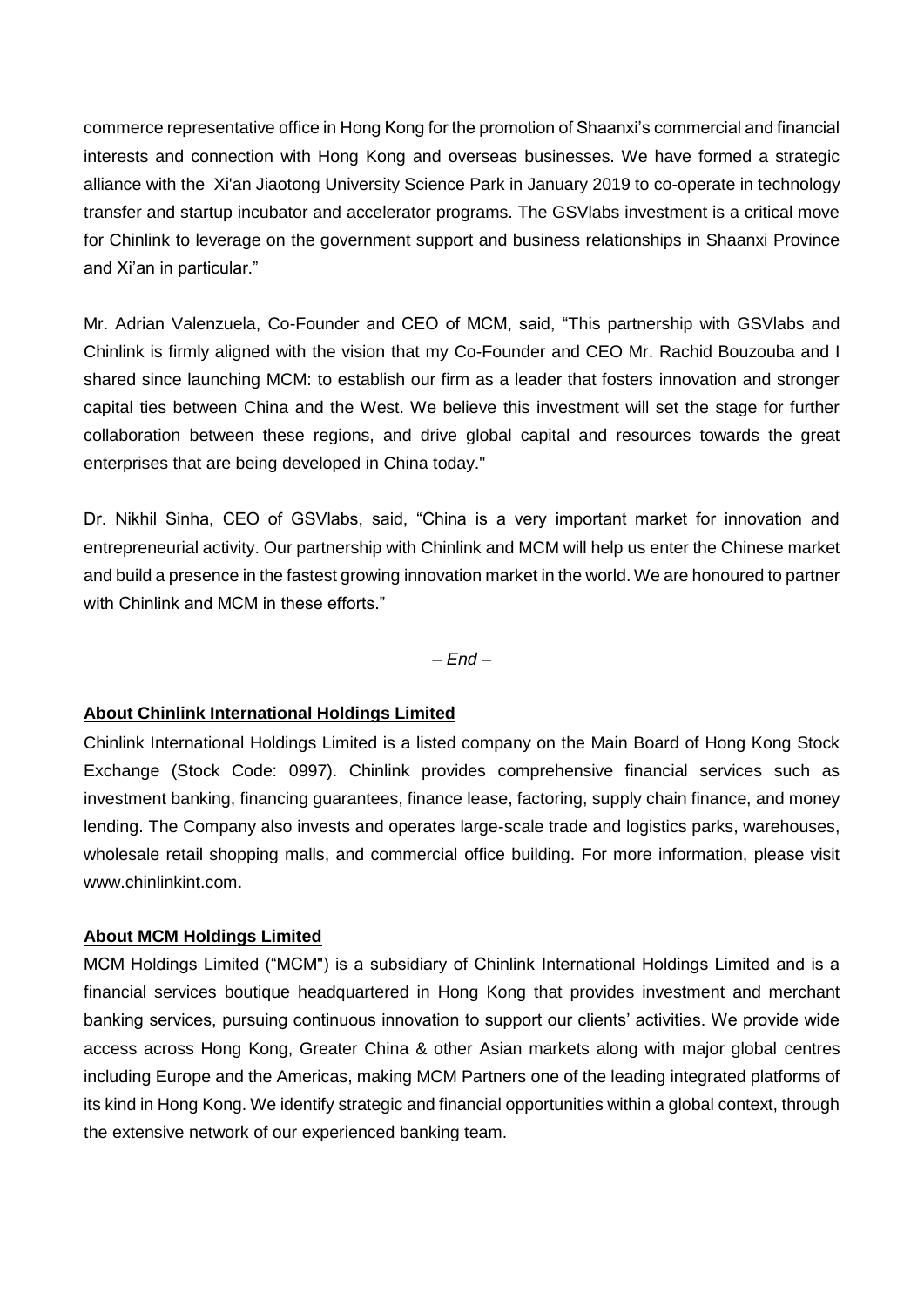commerce representative office in Hong Kong for the promotion of Shaanxi's commercial and financial interests and connection with Hong Kong and overseas businesses. We have formed a strategic alliance with the Xi'an Jiaotong University Science Park in January 2019 to co-operate in technology transfer and startup incubator and accelerator programs. The GSVlabs investment is a critical move for Chinlink to leverage on the government support and business relationships in Shaanxi Province and Xi'an in particular."

Mr. Adrian Valenzuela, Co-Founder and CEO of MCM, said, "This partnership with GSVlabs and Chinlink is firmly aligned with the vision that my Co-Founder and CEO Mr. Rachid Bouzouba and I shared since launching MCM: to establish our firm as a leader that fosters innovation and stronger capital ties between China and the West. We believe this investment will set the stage for further collaboration between these regions, and drive global capital and resources towards the great enterprises that are being developed in China today."

Dr. Nikhil Sinha, CEO of GSVlabs, said, "China is a very important market for innovation and entrepreneurial activity. Our partnership with Chinlink and MCM will help us enter the Chinese market and build a presence in the fastest growing innovation market in the world. We are honoured to partner with Chinlink and MCM in these efforts."

*– End –*

**About Chinlink International Holdings Limited**

Chinlink International Holdings Limited is a listed company on the Main Board of Hong Kong Stock Exchange (Stock Code: 0997). Chinlink provides comprehensive financial services such as investment banking, financing guarantees, finance lease, factoring, supply chain finance, and money lending. The Company also invests and operates large-scale trade and logistics parks, warehouses, wholesale retail shopping malls, and commercial office building. For more information, please visit www.chinlinkint.com.

**About MCM Holdings Limited**

MCM Holdings Limited ("MCM") is a subsidiary of Chinlink International Holdings Limited and is a financial services boutique headquartered in Hong Kong that provides investment and merchant banking services, pursuing continuous innovation to support our clients' activities. We provide wide access across Hong Kong, Greater China & other Asian markets along with major global centres including Europe and the Americas, making MCM Partners one of the leading integrated platforms of its kind in Hong Kong. We identify strategic and financial opportunities within a global context, through the extensive network of our experienced banking team.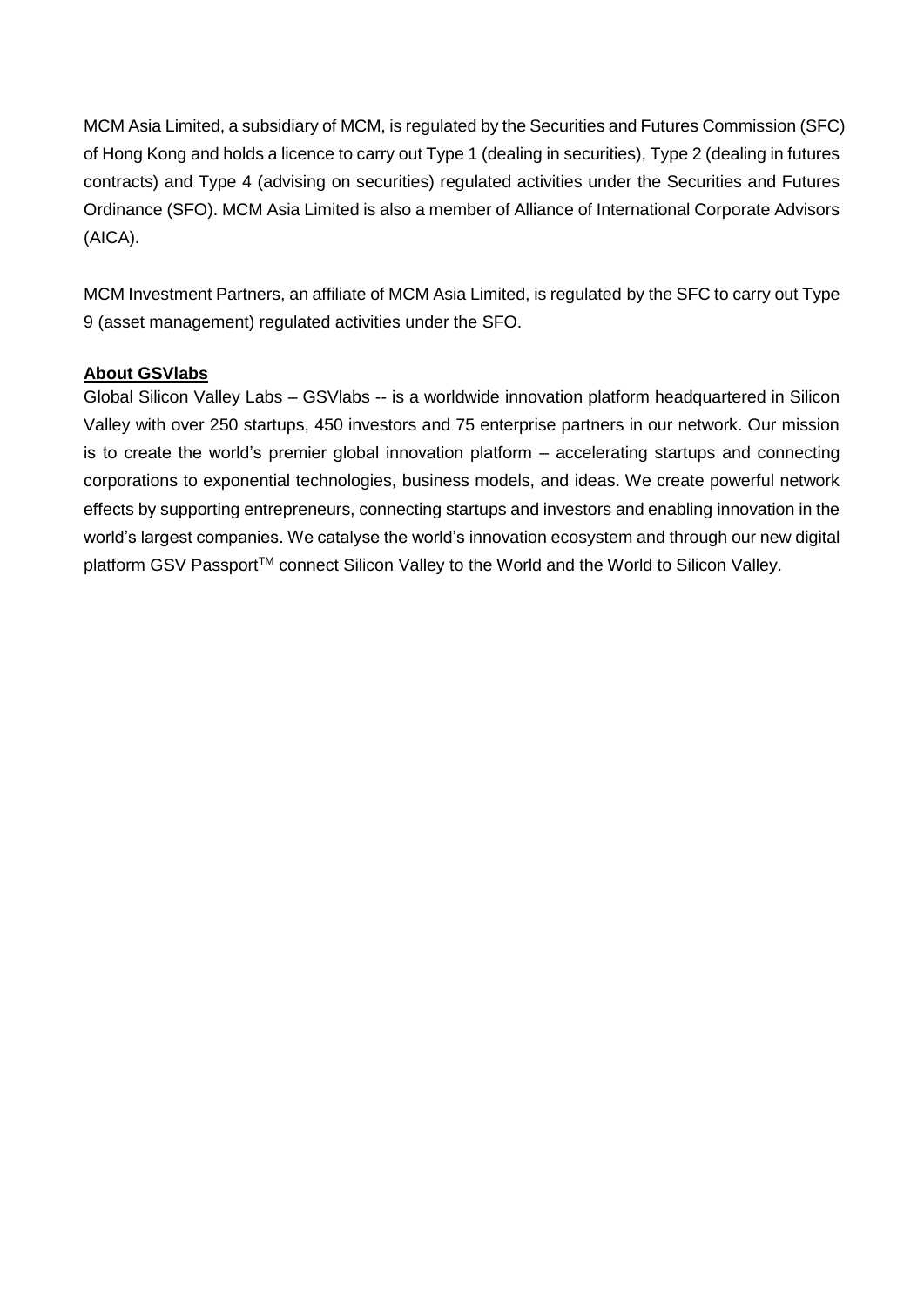MCM Asia Limited, a subsidiary of MCM, is regulated by the Securities and Futures Commission (SFC) of Hong Kong and holds a licence to carry out Type 1 (dealing in securities), Type 2 (dealing in futures contracts) and Type 4 (advising on securities) regulated activities under the Securities and Futures Ordinance (SFO). MCM Asia Limited is also a member of Alliance of International Corporate Advisors (AICA).

MCM Investment Partners, an affiliate of MCM Asia Limited, is regulated by the SFC to carry out Type 9 (asset management) regulated activities under the SFO.

**About GSVlabs**

Global Silicon Valley Labs – GSVlabs -- is a worldwide innovation platform headquartered in Silicon Valley with over 250 startups, 450 investors and 75 enterprise partners in our network. Our mission is to create the world's premier global innovation platform – accelerating startups and connecting corporations to exponential technologies, business models, and ideas. We create powerful network effects by supporting entrepreneurs, connecting startups and investors and enabling innovation in the world's largest companies. We catalyse the world's innovation ecosystem and through our new digital platform GSV Passport™ connect Silicon Valley to the World and the World to Silicon Valley.